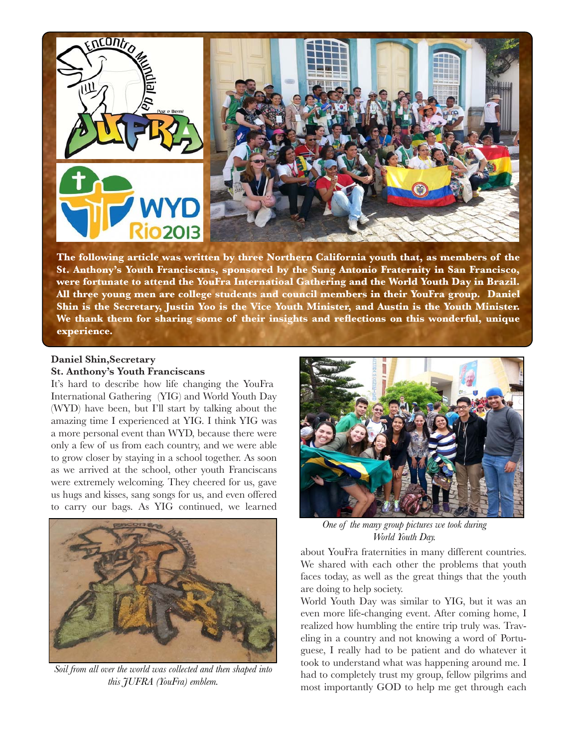**The following article was written by three Northern California youth that, as members of the St. Anthony's Youth Franciscans, sponsored by the Sung Antonio Fraternity in San Francisco, were fortunate to attend the YouFra Internatioal Gathering and the World Youth Day in Brazil. All three young men are college students and council members in their YouFra group. Daniel Shin is the Secretary, Justin Yoo is the Vice Youth Minister, and Austin is the Youth Minister. We thank them for sharing some of their insights and reflections on this wonderful, unique experience.**

**Daniel Shin,Secretary**
**St. Anthony's Youth Franciscans**

It's hard to describe how life changing the YouFra International Gathering (YIG) and World Youth Day (WYD) have been, but I'll start by talking about the amazing time I experienced at YIG. I think YIG was a more personal event than WYD, because there were only a few of us from each country, and we were able to grow closer by staying in a school together. As soon as we arrived at the school, other youth Franciscans were extremely welcoming. They cheered for us, gave us hugs and kisses, sang songs for us, and even offered to carry our bags. As YIG continued, we learned about YouFra fraternities in many different countries. We shared with each other the problems that youth faces today, as well as the great things that the youth are doing to help society.

*Soil from all over the world was collected and then shaped into this JUFRA (YouFra) emblem.*

*One of the many group pictures we took during World Youth Day.*

World Youth Day was similar to YIG, but it was an even more life-changing event. After coming home, I realized how humbling the entire trip truly was. Traveling in a country and not knowing a word of Portuguese, I really had to be patient and do whatever it took to understand what was happening around me. I had to completely trust my group, fellow pilgrims and most importantly GOD to help me get through each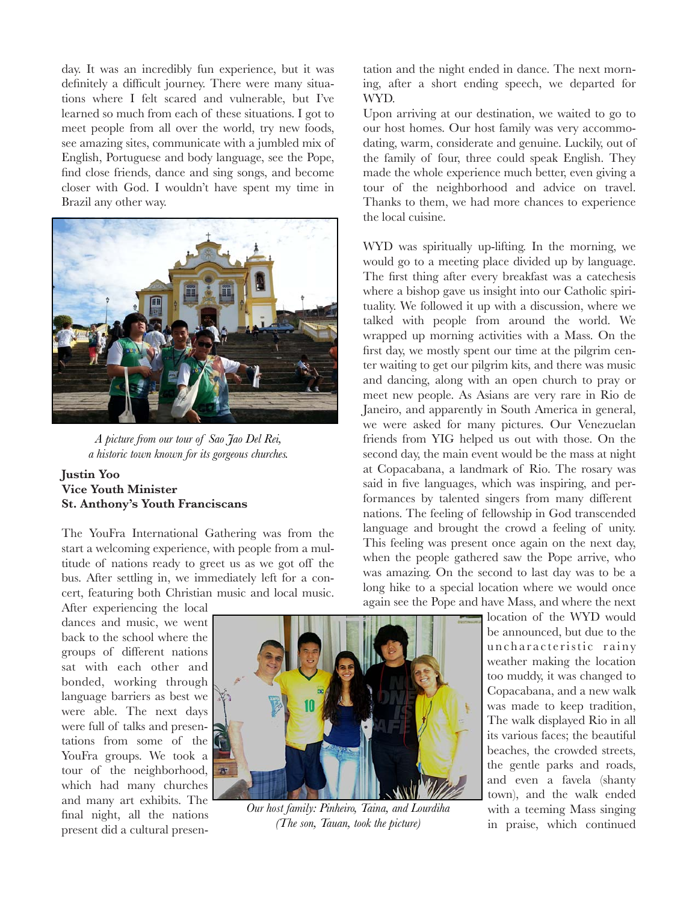day. It was an incredibly fun experience, but it was definitely a difficult journey. There were many situations where I felt scared and vulnerable, but I've learned so much from each of these situations. I got to meet people from all over the world, try new foods, see amazing sites, communicate with a jumbled mix of English, Portuguese and body language, see the Pope, find close friends, dance and sing songs, and become closer with God. I wouldn't have spent my time in Brazil any other way.

*A picture from our tour of Sao Jao Del Rei, a historic town known for its gorgeous churches.*

**Justin Yoo**
**Vice Youth Minister**
**St. Anthony's Youth Franciscans**

The YouFra International Gathering was from the start a welcoming experience, with people from a multitude of nations ready to greet us as we got off the bus. After settling in, we immediately left for a concert, featuring both Christian music and local music. After experiencing the local dances and music, we went back to the school where the groups of different nations sat with each other and bonded, working through language barriers as best we were able. The next days were full of talks and presentations from some of the YouFra groups. We took a tour of the neighborhood, which had many churches and many art exhibits. The final night, all the nations present did a cultural presentation and the night ended in dance. The next morning, after a short ending speech, we departed for WYD.

Upon arriving at our destination, we waited to go to our host homes. Our host family was very accommodating, warm, considerate and genuine. Luckily, out of the family of four, three could speak English. They made the whole experience much better, even giving a tour of the neighborhood and advice on travel. Thanks to them, we had more chances to experience the local cuisine.

WYD was spiritually up-lifting. In the morning, we would go to a meeting place divided up by language. The first thing after every breakfast was a catechesis where a bishop gave us insight into our Catholic spirituality. We followed it up with a discussion, where we talked with people from around the world. We wrapped up morning activities with a Mass. On the first day, we mostly spent our time at the pilgrim center waiting to get our pilgrim kits, and there was music and dancing, along with an open church to pray or meet new people. As Asians are very rare in Rio de Janeiro, and apparently in South America in general, we were asked for many pictures. Our Venezuelan friends from YIG helped us out with those. On the second day, the main event would be the mass at night at Copacabana, a landmark of Rio. The rosary was said in five languages, which was inspiring, and performances by talented singers from many different nations. The feeling of fellowship in God transcended language and brought the crowd a feeling of unity. This feeling was present once again on the next day, when the people gathered saw the Pope arrive, who was amazing. On the second to last day was to be a long hike to a special location where we would once again see the Pope and have Mass, and where the next location of the WYD would be announced, but due to the uncharacteristic rainy weather making the location too muddy, it was changed to Copacabana, and a new walk was made to keep tradition, The walk displayed Rio in all its various faces; the beautiful beaches, the crowded streets, the gentle parks and roads, and even a favela (shanty town), and the walk ended with a teeming Mass singing in praise, which continued

*Our host family: Pinheiro, Taina, and Lourdiha (The son, Tauan, took the picture)*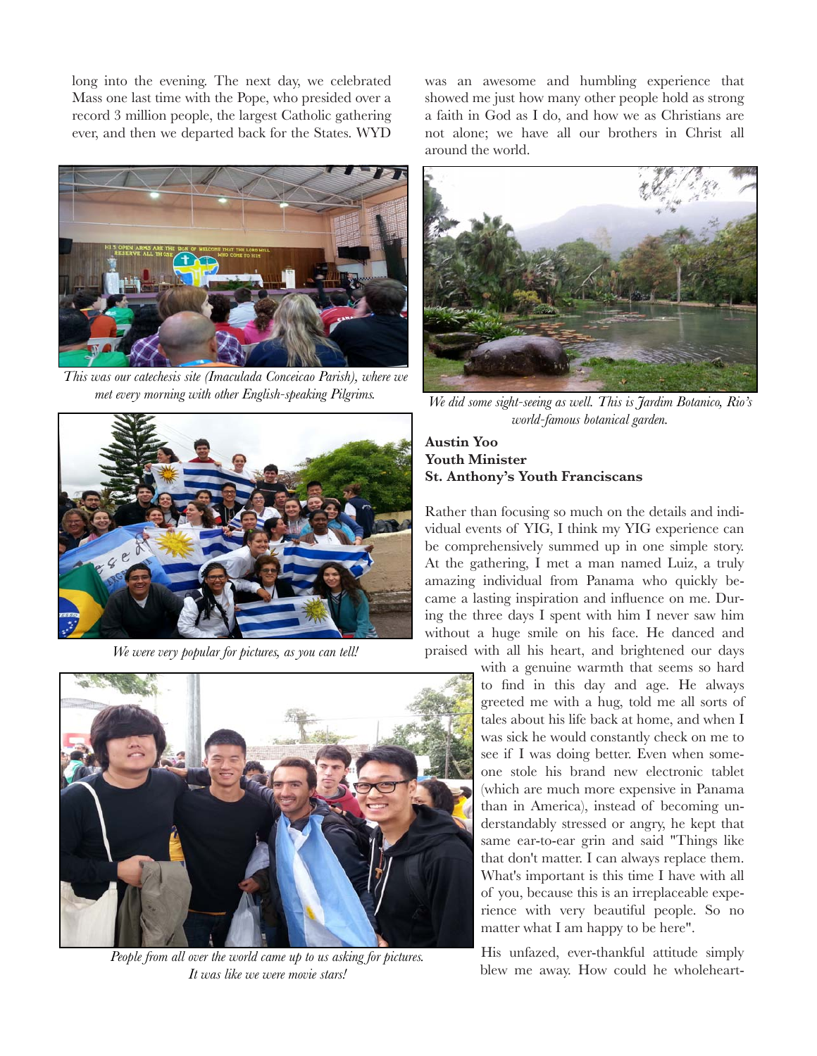long into the evening. The next day, we celebrated Mass one last time with the Pope, who presided over a record 3 million people, the largest Catholic gathering ever, and then we departed back for the States. WYD was an awesome and humbling experience that showed me just how many other people hold as strong a faith in God as I do, and how we as Christians are not alone; we have all our brothers in Christ all around the world.

*This was our catechesis site (Imaculada Conceicao Parish), where we met every morning with other English-speaking Pilgrims.*

*We were very popular for pictures, as you can tell!*

*People from all over the world came up to us asking for pictures. It was like we were movie stars!*

*We did some sight-seeing as well. This is Jardim Botanico, Rio's world-famous botanical garden.*

**Austin Yoo**
**Youth Minister**
**St. Anthony's Youth Franciscans**

Rather than focusing so much on the details and individual events of YIG, I think my YIG experience can be comprehensively summed up in one simple story. At the gathering, I met a man named Luiz, a truly amazing individual from Panama who quickly became a lasting inspiration and influence on me. During the three days I spent with him I never saw him without a huge smile on his face. He danced and praised with all his heart, and brightened our days with a genuine warmth that seems so hard to find in this day and age. He always greeted me with a hug, told me all sorts of tales about his life back at home, and when I was sick he would constantly check on me to see if I was doing better. Even when someone stole his brand new electronic tablet (which are much more expensive in Panama than in America), instead of becoming understandably stressed or angry, he kept that same ear-to-ear grin and said "Things like that don't matter. I can always replace them. What's important is this time I have with all of you, because this is an irreplaceable experience with very beautiful people. So no matter what I am happy to be here".

His unfazed, ever-thankful attitude simply blew me away. How could he wholeheart-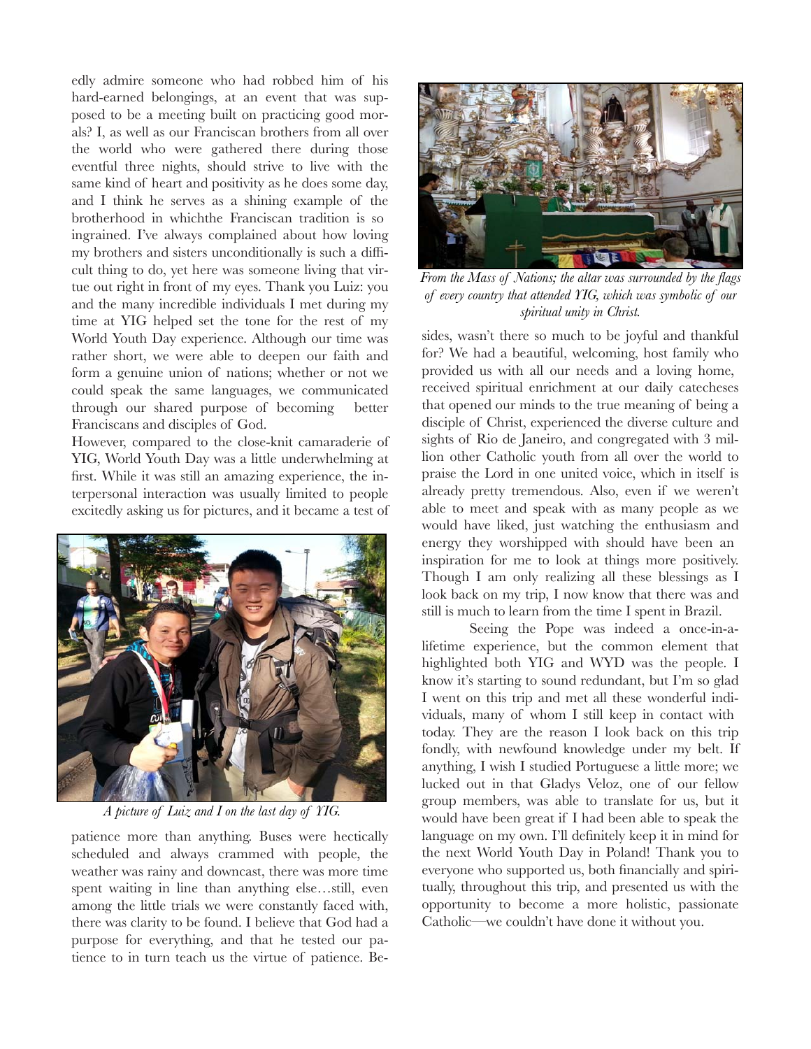edly admire someone who had robbed him of his hard-earned belongings, at an event that was supposed to be a meeting built on practicing good morals? I, as well as our Franciscan brothers from all over the world who were gathered there during those eventful three nights, should strive to live with the same kind of heart and positivity as he does some day, and I think he serves as a shining example of the brotherhood in whichthe Franciscan tradition is so ingrained. I've always complained about how loving my brothers and sisters unconditionally is such a difficult thing to do, yet here was someone living that virtue out right in front of my eyes. Thank you Luiz: you and the many incredible individuals I met during my time at YIG helped set the tone for the rest of my World Youth Day experience. Although our time was rather short, we were able to deepen our faith and form a genuine union of nations; whether or not we could speak the same languages, we communicated through our shared purpose of becoming better Franciscans and disciples of God.

However, compared to the close-knit camaraderie of YIG, World Youth Day was a little underwhelming at first. While it was still an amazing experience, the interpersonal interaction was usually limited to people excitedly asking us for pictures, and it became a test of patience more than anything. Buses were hectically scheduled and always crammed with people, the weather was rainy and downcast, there was more time spent waiting in line than anything else…still, even among the little trials we were constantly faced with, there was clarity to be found. I believe that God had a purpose for everything, and that he tested our patience to in turn teach us the virtue of patience. Besides, wasn't there so much to be joyful and thankful for? We had a beautiful, welcoming, host family who provided us with all our needs and a loving home, received spiritual enrichment at our daily catecheses that opened our minds to the true meaning of being a disciple of Christ, experienced the diverse culture and sights of Rio de Janeiro, and congregated with 3 million other Catholic youth from all over the world to praise the Lord in one united voice, which in itself is already pretty tremendous. Also, even if we weren't able to meet and speak with as many people as we would have liked, just watching the enthusiasm and energy they worshipped with should have been an inspiration for me to look at things more positively. Though I am only realizing all these blessings as I look back on my trip, I now know that there was and still is much to learn from the time I spent in Brazil.

*A picture of Luiz and I on the last day of YIG.*

*From the Mass of Nations; the altar was surrounded by the flags of every country that attended YIG, which was symbolic of our spiritual unity in Christ.*

Seeing the Pope was indeed a once-in-a-lifetime experience, but the common element that highlighted both YIG and WYD was the people. I know it's starting to sound redundant, but I'm so glad I went on this trip and met all these wonderful individuals, many of whom I still keep in contact with today. They are the reason I look back on this trip fondly, with newfound knowledge under my belt. If anything, I wish I studied Portuguese a little more; we lucked out in that Gladys Veloz, one of our fellow group members, was able to translate for us, but it would have been great if I had been able to speak the language on my own. I'll definitely keep it in mind for the next World Youth Day in Poland! Thank you to everyone who supported us, both financially and spiritually, throughout this trip, and presented us with the opportunity to become a more holistic, passionate Catholic—we couldn't have done it without you.